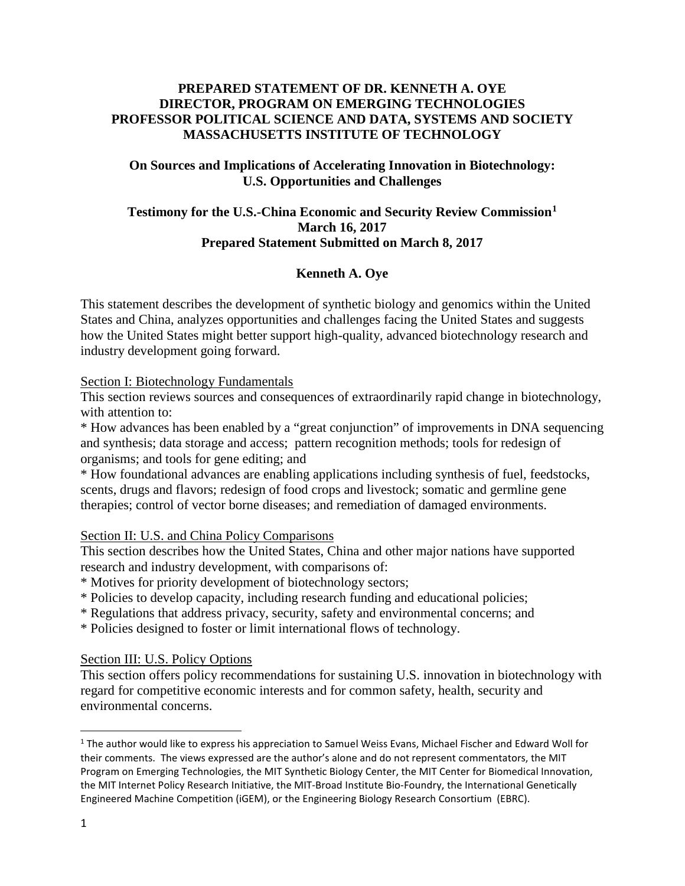**PREPARED STATEMENT OF DR. KENNETH A. OYE**
**DIRECTOR, PROGRAM ON EMERGING TECHNOLOGIES**
**PROFESSOR POLITICAL SCIENCE AND DATA, SYSTEMS AND SOCIETY**
**MASSACHUSETTS INSTITUTE OF TECHNOLOGY**

**On Sources and Implications of Accelerating Innovation in Biotechnology:**
**U.S. Opportunities and Challenges**

**Testimony for the U.S.-China Economic and Security Review Commission[1]**
**March 16, 2017**
**Prepared Statement Submitted on March 8, 2017**

**Kenneth A. Oye**

This statement describes the development of synthetic biology and genomics within the United States and China, analyzes opportunities and challenges facing the United States and suggests how the United States might better support high-quality, advanced biotechnology research and industry development going forward.

Section I: Biotechnology Fundamentals

This section reviews sources and consequences of extraordinarily rapid change in biotechnology, with attention to:

* How advances has been enabled by a "great conjunction" of improvements in DNA sequencing and synthesis; data storage and access; pattern recognition methods; tools for redesign of organisms; and tools for gene editing; and
* How foundational advances are enabling applications including synthesis of fuel, feedstocks, scents, drugs and flavors; redesign of food crops and livestock; somatic and germline gene therapies; control of vector borne diseases; and remediation of damaged environments.

Section II: U.S. and China Policy Comparisons

This section describes how the United States, China and other major nations have supported research and industry development, with comparisons of:

* Motives for priority development of biotechnology sectors;
* Policies to develop capacity, including research funding and educational policies;
* Regulations that address privacy, security, safety and environmental concerns; and
* Policies designed to foster or limit international flows of technology.

Section III: U.S. Policy Options

This section offers policy recommendations for sustaining U.S. innovation in biotechnology with regard for competitive economic interests and for common safety, health, security and environmental concerns.

---

[1] The author would like to express his appreciation to Samuel Weiss Evans, Michael Fischer and Edward Woll for their comments. The views expressed are the author's alone and do not represent commentators, the MIT Program on Emerging Technologies, the MIT Synthetic Biology Center, the MIT Center for Biomedical Innovation, the MIT Internet Policy Research Initiative, the MIT-Broad Institute Bio-Foundry, the International Genetically Engineered Machine Competition (iGEM), or the Engineering Biology Research Consortium (EBRC).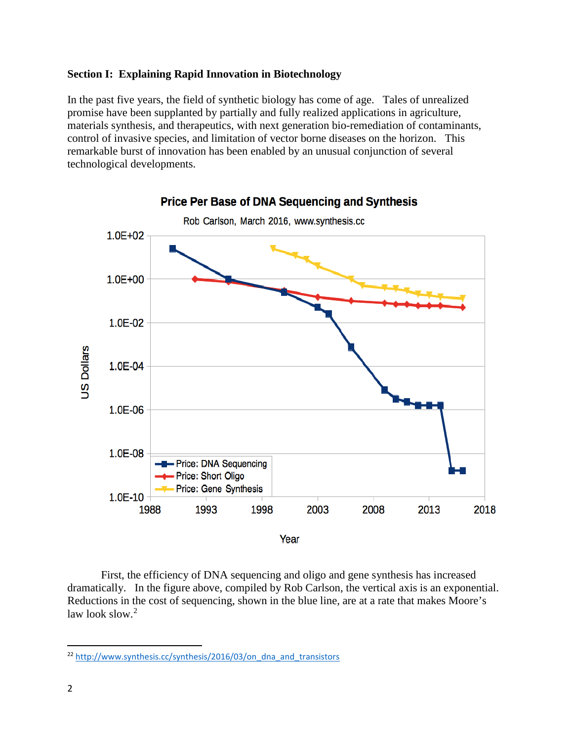**Section I: Explaining Rapid Innovation in Biotechnology**

In the past five years, the field of synthetic biology has come of age. Tales of unrealized promise have been supplanted by partially and fully realized applications in agriculture, materials synthesis, and therapeutics, with next generation bio-remediation of contaminants, control of invasive species, and limitation of vector borne diseases on the horizon. This remarkable burst of innovation has been enabled by an unusual conjunction of several technological developments.

**Price Per Base of DNA Sequencing and Synthesis**

Rob Carlson, March 2016, www.synthesis.cc

First, the efficiency of DNA sequencing and oligo and gene synthesis has increased dramatically. In the figure above, compiled by Rob Carlson, the vertical axis is an exponential. Reductions in the cost of sequencing, shown in the blue line, are at a rate that makes Moore's law look slow.[2]

---

[22] http://www.synthesis.cc/synthesis/2016/03/on_dna_and_transistors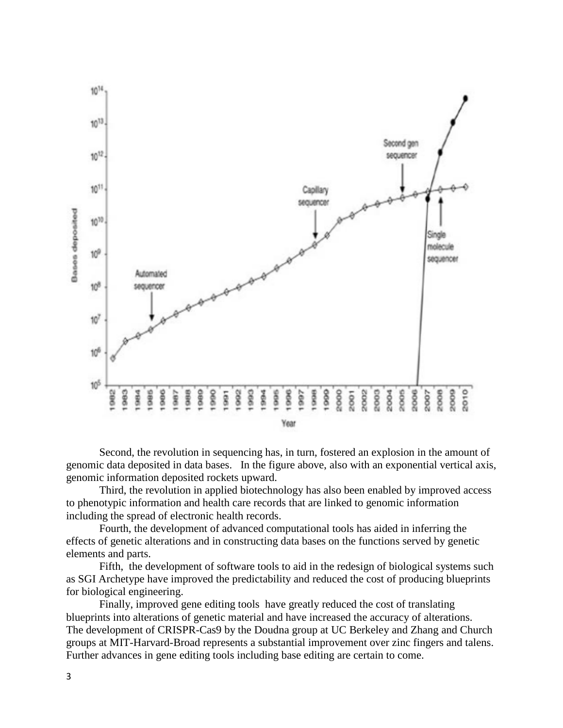Second, the revolution in sequencing has, in turn, fostered an explosion in the amount of genomic data deposited in data bases.   In the figure above, also with an exponential vertical axis, genomic information deposited rockets upward.

Third, the revolution in applied biotechnology has also been enabled by improved access to phenotypic information and health care records that are linked to genomic information including the spread of electronic health records.

Fourth, the development of advanced computational tools has aided in inferring the effects of genetic alterations and in constructing data bases on the functions served by genetic elements and parts.

Fifth,  the development of software tools to aid in the redesign of biological systems such as SGI Archetype have improved the predictability and reduced the cost of producing blueprints for biological engineering.

Finally, improved gene editing tools  have greatly reduced the cost of translating blueprints into alterations of genetic material and have increased the accuracy of alterations. The development of CRISPR-Cas9 by the Doudna group at UC Berkeley and Zhang and Church groups at MIT-Harvard-Broad represents a substantial improvement over zinc fingers and talens. Further advances in gene editing tools including base editing are certain to come.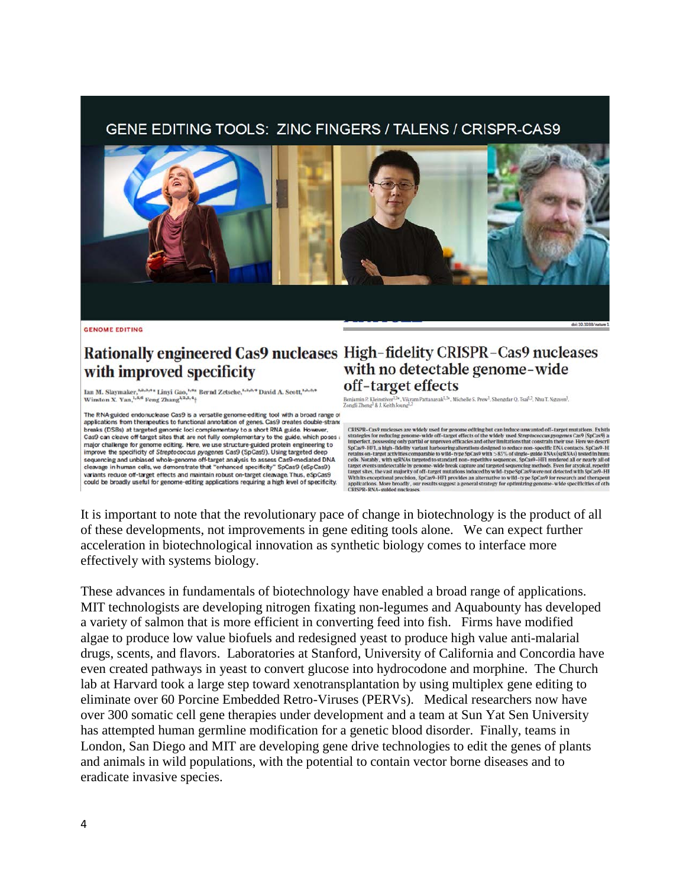GENE EDITING TOOLS: ZINC FINGERS / TALENS / CRISPR-CAS9

GENOME EDITING

## Rationally engineered Cas9 nucleases with improved specificity

Ian M. Slaymaker,[1,2,3,4*] Linyi Gao,[1,4*] Bernd Zetsche,[1,2,3,4] David A. Scott,[1,2,3,4] Winston X. Yan,[1,5,6] Feng Zhang[1,2,3,4]†

The RNA-guided endonuclease Cas9 is a versatile genome-editing tool with a broad range of applications from therapeutics to functional annotation of genes. Cas9 creates double-strand breaks (DSBs) at targeted genomic loci complementary to a short RNA guide. However, Cas9 can cleave off-target sites that are not fully complementary to the guide, which poses a major challenge for genome editing. Here, we use structure-guided protein engineering to improve the specificity of *Streptococcus pyogenes* Cas9 (SpCas9). Using targeted deep sequencing and unbiased whole-genome off-target analysis to assess Cas9-mediated DNA cleavage in human cells, we demonstrate that "enhanced specificity" SpCas9 (eSpCas9) variants reduce off-target effects and maintain robust on-target cleavage. Thus, eSpCas9 could be broadly useful for genome-editing applications requiring a high level of specificity.

## High-fidelity CRISPR–Cas9 nucleases with no detectable genome-wide off-target effects

Benjamin P. Kleinstiver[1,2*], Vikram Pattanayak[1,2*], Michelle S. Prew[1], Shengdar Q. Tsai[1,2], Nhu T. Nguyen[1], Zongli Zheng[1] & J. Keith Joung[1,2]

CRISPR–Cas9 nucleases are widely used for genome editing but can induce unwanted off-target mutations. Existi strategies for reducing genome-wide off-target effects of the widely used *Streptococcus pyogenes* Cas9 (SpCas9) a imperfect, possessing only partial or unproven efficacies and other limitations that constrain their use. Here we descri SpCas9-HF1, a high-fidelity variant harbouring alterations designed to reduce non-specific DNA contacts. SpCas9-H retains on-target activities comparable to wild-type SpCas9 with >85% of single-guide RNAs (sgRNAs) tested in hum cells. Notably, with sgRNAs targeted to standard non-repetitive sequences, SpCas9-HF1 rendered all or nearly all of target events undetectable by genome-wide break capture and targeted sequencing methods. Even for atypical, repetit target sites, the vast majority of off-target mutations induced by wild-type SpCas9 were not detected with SpCas9-HF With its exceptional precision, SpCas9-HF1 provides an alternative to wild-type SpCas9 for research and therapeut applications. More broadly, our results suggest a general strategy for optimizing genome-wide specificities of oth CRISPR-RNA-guided nucleases.

It is important to note that the revolutionary pace of change in biotechnology is the product of all of these developments, not improvements in gene editing tools alone. We can expect further acceleration in biotechnological innovation as synthetic biology comes to interface more effectively with systems biology.

These advances in fundamentals of biotechnology have enabled a broad range of applications. MIT technologists are developing nitrogen fixating non-legumes and Aquabounty has developed a variety of salmon that is more efficient in converting feed into fish. Firms have modified algae to produce low value biofuels and redesigned yeast to produce high value anti-malarial drugs, scents, and flavors. Laboratories at Stanford, University of California and Concordia have even created pathways in yeast to convert glucose into hydrocodone and morphine. The Church lab at Harvard took a large step toward xenotransplantation by using multiplex gene editing to eliminate over 60 Porcine Embedded Retro-Viruses (PERVs). Medical researchers now have over 300 somatic cell gene therapies under development and a team at Sun Yat Sen University has attempted human germline modification for a genetic blood disorder. Finally, teams in London, San Diego and MIT are developing gene drive technologies to edit the genes of plants and animals in wild populations, with the potential to contain vector borne diseases and to eradicate invasive species.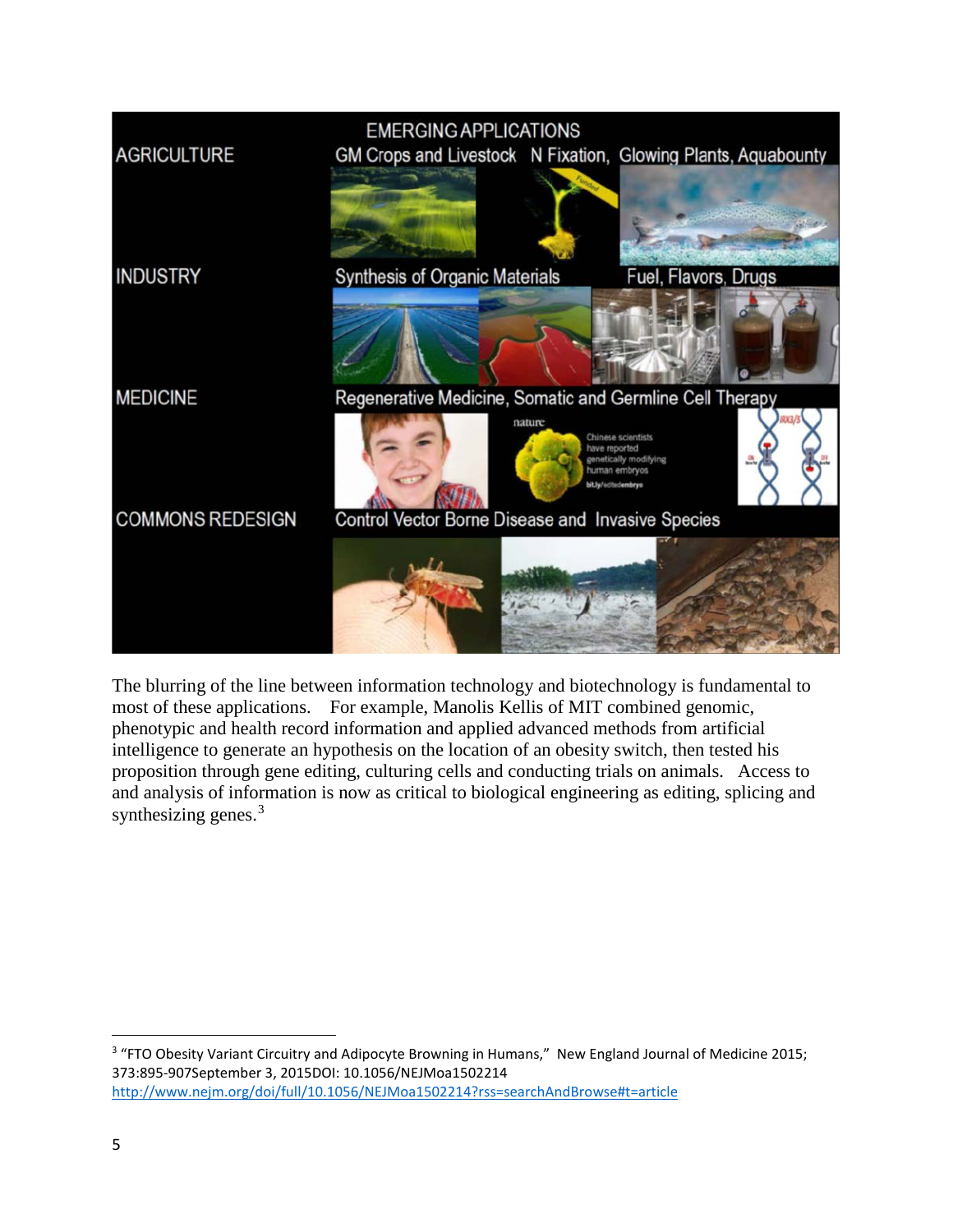The blurring of the line between information technology and biotechnology is fundamental to most of these applications. For example, Manolis Kellis of MIT combined genomic, phenotypic and health record information and applied advanced methods from artificial intelligence to generate an hypothesis on the location of an obesity switch, then tested his proposition through gene editing, culturing cells and conducting trials on animals. Access to and analysis of information is now as critical to biological engineering as editing, splicing and synthesizing genes.[3]

---

[3] "FTO Obesity Variant Circuitry and Adipocyte Browning in Humans," New England Journal of Medicine 2015; 373:895-907September 3, 2015DOI: 10.1056/NEJMoa1502214 http://www.nejm.org/doi/full/10.1056/NEJMoa1502214?rss=searchAndBrowse#t=article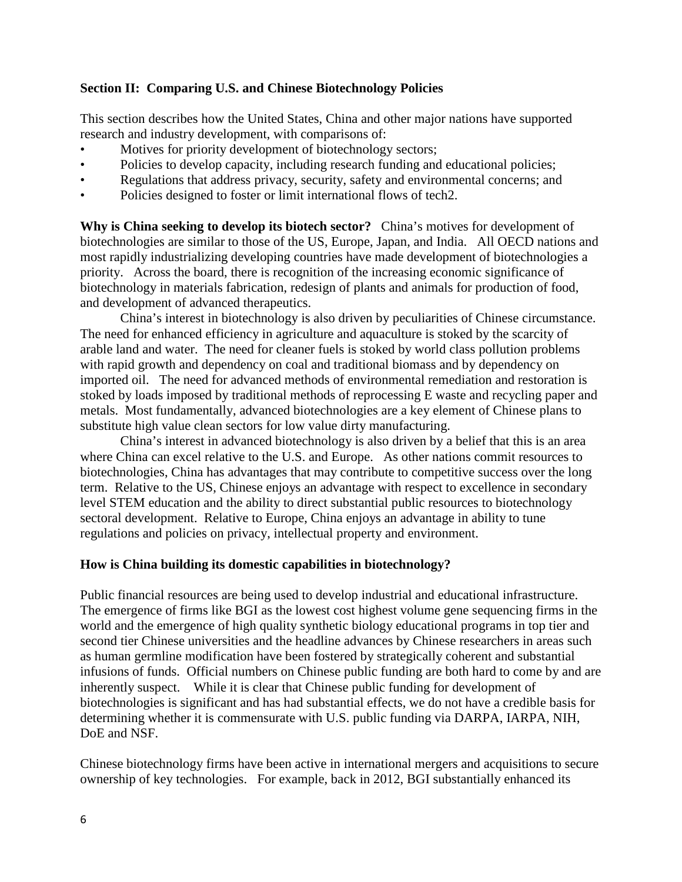**Section II: Comparing U.S. and Chinese Biotechnology Policies**

This section describes how the United States, China and other major nations have supported research and industry development, with comparisons of:

- Motives for priority development of biotechnology sectors;
- Policies to develop capacity, including research funding and educational policies;
- Regulations that address privacy, security, safety and environmental concerns; and
- Policies designed to foster or limit international flows of tech2.

**Why is China seeking to develop its biotech sector?** China's motives for development of biotechnologies are similar to those of the US, Europe, Japan, and India. All OECD nations and most rapidly industrializing developing countries have made development of biotechnologies a priority. Across the board, there is recognition of the increasing economic significance of biotechnology in materials fabrication, redesign of plants and animals for production of food, and development of advanced therapeutics.

China's interest in biotechnology is also driven by peculiarities of Chinese circumstance. The need for enhanced efficiency in agriculture and aquaculture is stoked by the scarcity of arable land and water. The need for cleaner fuels is stoked by world class pollution problems with rapid growth and dependency on coal and traditional biomass and by dependency on imported oil. The need for advanced methods of environmental remediation and restoration is stoked by loads imposed by traditional methods of reprocessing E waste and recycling paper and metals. Most fundamentally, advanced biotechnologies are a key element of Chinese plans to substitute high value clean sectors for low value dirty manufacturing.

China's interest in advanced biotechnology is also driven by a belief that this is an area where China can excel relative to the U.S. and Europe. As other nations commit resources to biotechnologies, China has advantages that may contribute to competitive success over the long term. Relative to the US, Chinese enjoys an advantage with respect to excellence in secondary level STEM education and the ability to direct substantial public resources to biotechnology sectoral development. Relative to Europe, China enjoys an advantage in ability to tune regulations and policies on privacy, intellectual property and environment.

**How is China building its domestic capabilities in biotechnology?**

Public financial resources are being used to develop industrial and educational infrastructure. The emergence of firms like BGI as the lowest cost highest volume gene sequencing firms in the world and the emergence of high quality synthetic biology educational programs in top tier and second tier Chinese universities and the headline advances by Chinese researchers in areas such as human germline modification have been fostered by strategically coherent and substantial infusions of funds. Official numbers on Chinese public funding are both hard to come by and are inherently suspect. While it is clear that Chinese public funding for development of biotechnologies is significant and has had substantial effects, we do not have a credible basis for determining whether it is commensurate with U.S. public funding via DARPA, IARPA, NIH, DoE and NSF.

Chinese biotechnology firms have been active in international mergers and acquisitions to secure ownership of key technologies. For example, back in 2012, BGI substantially enhanced its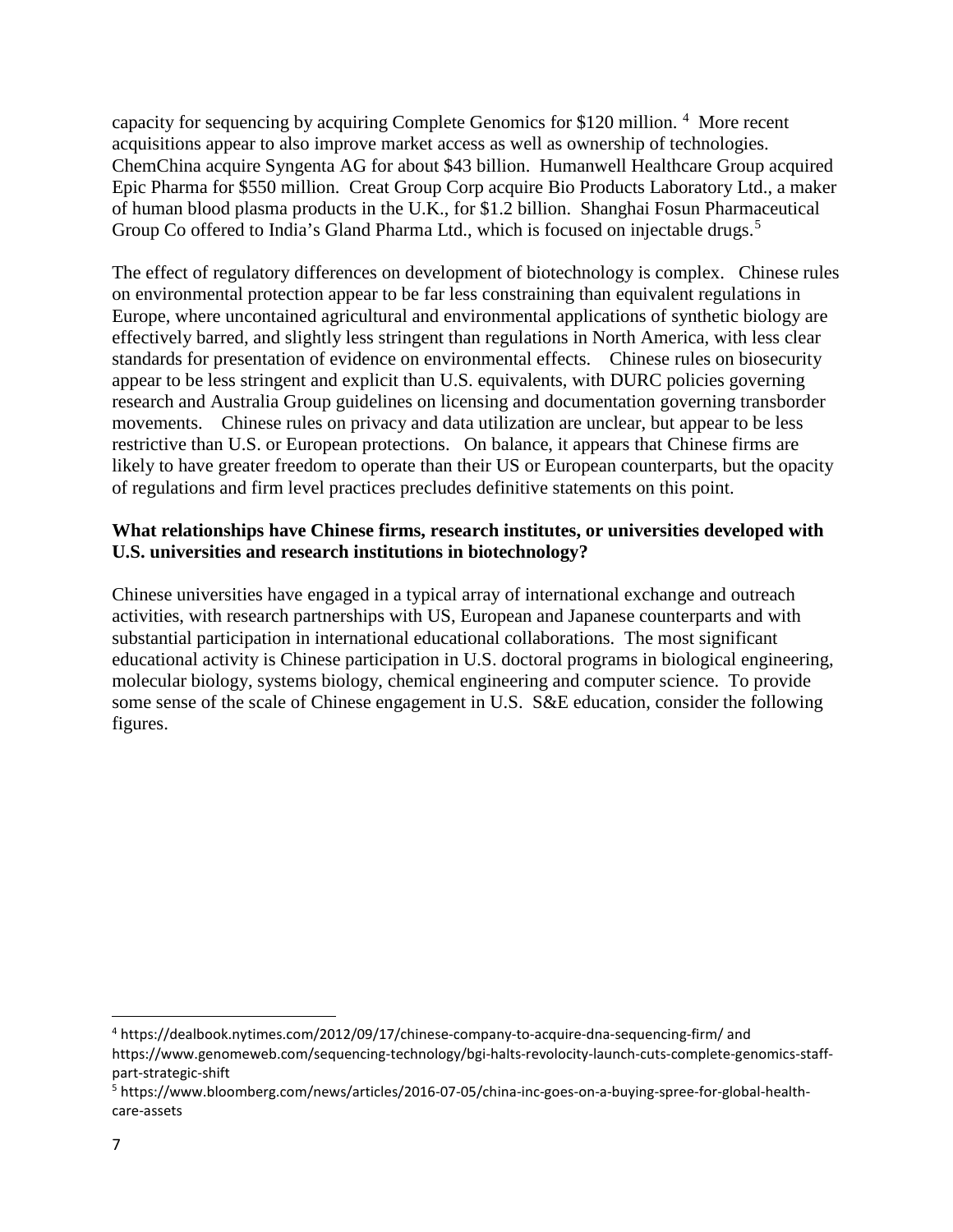capacity for sequencing by acquiring Complete Genomics for $120 million. [4] More recent acquisitions appear to also improve market access as well as ownership of technologies. ChemChina acquire Syngenta AG for about $43 billion. Humanwell Healthcare Group acquired Epic Pharma for $550 million. Creat Group Corp acquire Bio Products Laboratory Ltd., a maker of human blood plasma products in the U.K., for $1.2 billion. Shanghai Fosun Pharmaceutical Group Co offered to India's Gland Pharma Ltd., which is focused on injectable drugs.[5]

The effect of regulatory differences on development of biotechnology is complex. Chinese rules on environmental protection appear to be far less constraining than equivalent regulations in Europe, where uncontained agricultural and environmental applications of synthetic biology are effectively barred, and slightly less stringent than regulations in North America, with less clear standards for presentation of evidence on environmental effects. Chinese rules on biosecurity appear to be less stringent and explicit than U.S. equivalents, with DURC policies governing research and Australia Group guidelines on licensing and documentation governing transborder movements. Chinese rules on privacy and data utilization are unclear, but appear to be less restrictive than U.S. or European protections. On balance, it appears that Chinese firms are likely to have greater freedom to operate than their US or European counterparts, but the opacity of regulations and firm level practices precludes definitive statements on this point.

**What relationships have Chinese firms, research institutes, or universities developed with U.S. universities and research institutions in biotechnology?**

Chinese universities have engaged in a typical array of international exchange and outreach activities, with research partnerships with US, European and Japanese counterparts and with substantial participation in international educational collaborations. The most significant educational activity is Chinese participation in U.S. doctoral programs in biological engineering, molecular biology, systems biology, chemical engineering and computer science. To provide some sense of the scale of Chinese engagement in U.S. S&E education, consider the following figures.

---

[4] https://dealbook.nytimes.com/2012/09/17/chinese-company-to-acquire-dna-sequencing-firm/ and https://www.genomeweb.com/sequencing-technology/bgi-halts-revolocity-launch-cuts-complete-genomics-staff-part-strategic-shift

[5] https://www.bloomberg.com/news/articles/2016-07-05/china-inc-goes-on-a-buying-spree-for-global-health-care-assets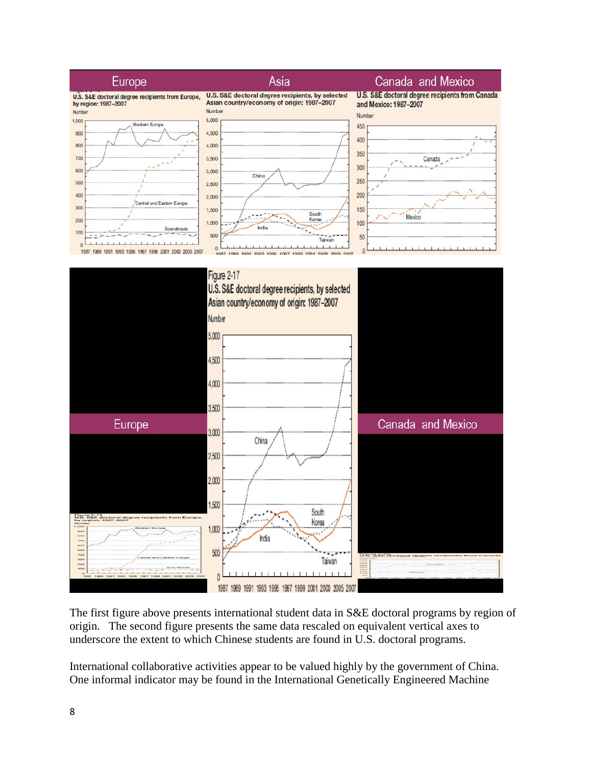The first figure above presents international student data in S&E doctoral programs by region of origin. The second figure presents the same data rescaled on equivalent vertical axes to underscore the extent to which Chinese students are found in U.S. doctoral programs.

International collaborative activities appear to be valued highly by the government of China. One informal indicator may be found in the International Genetically Engineered Machine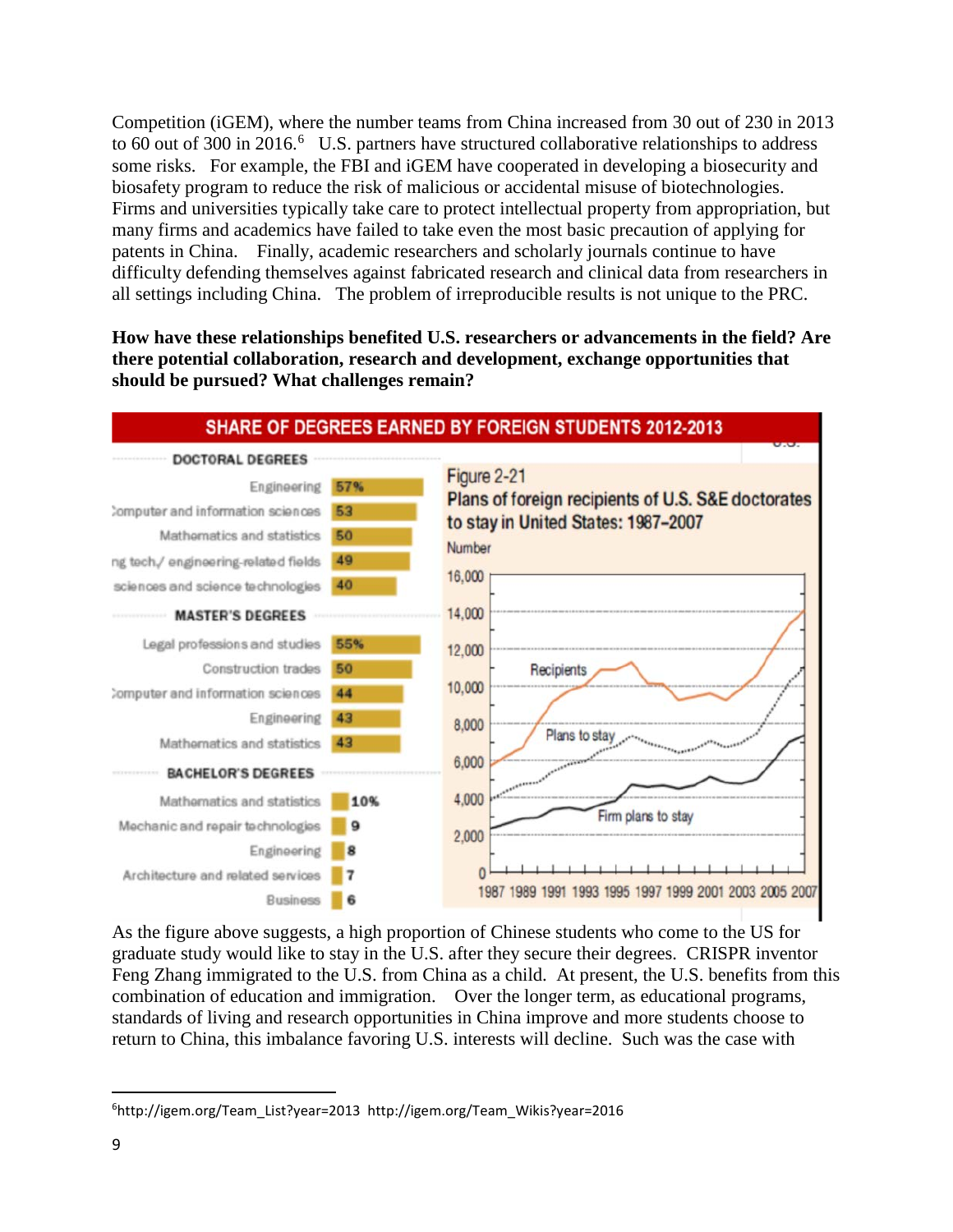Competition (iGEM), where the number teams from China increased from 30 out of 230 in 2013 to 60 out of 300 in 2016.[6] U.S. partners have structured collaborative relationships to address some risks. For example, the FBI and iGEM have cooperated in developing a biosecurity and biosafety program to reduce the risk of malicious or accidental misuse of biotechnologies. Firms and universities typically take care to protect intellectual property from appropriation, but many firms and academics have failed to take even the most basic precaution of applying for patents in China. Finally, academic researchers and scholarly journals continue to have difficulty defending themselves against fabricated research and clinical data from researchers in all settings including China. The problem of irreproducible results is not unique to the PRC.

**How have these relationships benefited U.S. researchers or advancements in the field? Are there potential collaboration, research and development, exchange opportunities that should be pursued? What challenges remain?**

**SHARE OF DEGREES EARNED BY FOREIGN STUDENTS 2012-2013**

| Field | Share |
|---|---|
| **DOCTORAL DEGREES** | |
| Engineering | 57% |
| omputer and information sciences | 53 |
| Mathematics and statistics | 50 |
| ng tech./ engineering-related fields | 49 |
| sciences and science technologies | 40 |
| **MASTER'S DEGREES** | |
| Legal professions and studies | 55% |
| Construction trades | 50 |
| omputer and information sciences | 44 |
| Engineering | 43 |
| Mathematics and statistics | 43 |
| **BACHELOR'S DEGREES** | |
| Mathematics and statistics | 10% |
| Mechanic and repair technologies | 9 |
| Engineering | 8 |
| Architecture and related services | 7 |
| Business | 6 |

Figure 2-21
Plans of foreign recipients of U.S. S&E doctorates to stay in United States: 1987–2007

As the figure above suggests, a high proportion of Chinese students who come to the US for graduate study would like to stay in the U.S. after they secure their degrees. CRISPR inventor Feng Zhang immigrated to the U.S. from China as a child. At present, the U.S. benefits from this combination of education and immigration. Over the longer term, as educational programs, standards of living and research opportunities in China improve and more students choose to return to China, this imbalance favoring U.S. interests will decline. Such was the case with

[6] http://igem.org/Team_List?year=2013 http://igem.org/Team_Wikis?year=2016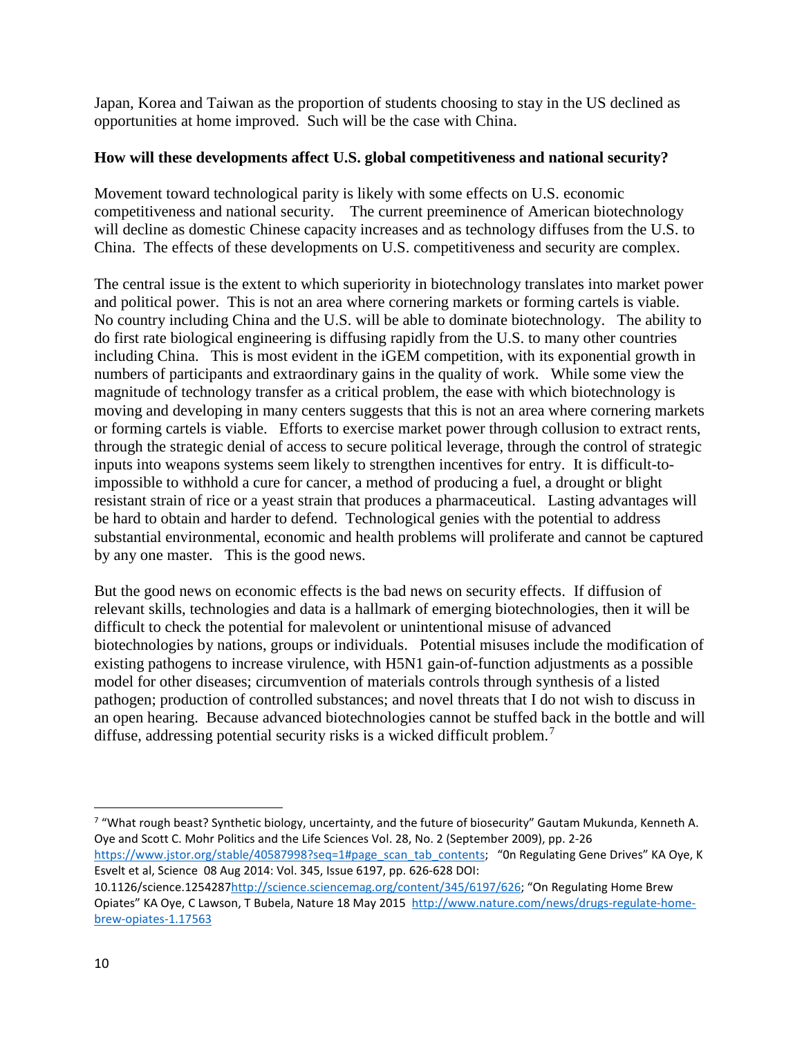Japan, Korea and Taiwan as the proportion of students choosing to stay in the US declined as opportunities at home improved. Such will be the case with China.

**How will these developments affect U.S. global competitiveness and national security?**

Movement toward technological parity is likely with some effects on U.S. economic competitiveness and national security. The current preeminence of American biotechnology will decline as domestic Chinese capacity increases and as technology diffuses from the U.S. to China. The effects of these developments on U.S. competitiveness and security are complex.

The central issue is the extent to which superiority in biotechnology translates into market power and political power. This is not an area where cornering markets or forming cartels is viable. No country including China and the U.S. will be able to dominate biotechnology. The ability to do first rate biological engineering is diffusing rapidly from the U.S. to many other countries including China. This is most evident in the iGEM competition, with its exponential growth in numbers of participants and extraordinary gains in the quality of work. While some view the magnitude of technology transfer as a critical problem, the ease with which biotechnology is moving and developing in many centers suggests that this is not an area where cornering markets or forming cartels is viable. Efforts to exercise market power through collusion to extract rents, through the strategic denial of access to secure political leverage, through the control of strategic inputs into weapons systems seem likely to strengthen incentives for entry. It is difficult-to-impossible to withhold a cure for cancer, a method of producing a fuel, a drought or blight resistant strain of rice or a yeast strain that produces a pharmaceutical. Lasting advantages will be hard to obtain and harder to defend. Technological genies with the potential to address substantial environmental, economic and health problems will proliferate and cannot be captured by any one master. This is the good news.

But the good news on economic effects is the bad news on security effects. If diffusion of relevant skills, technologies and data is a hallmark of emerging biotechnologies, then it will be difficult to check the potential for malevolent or unintentional misuse of advanced biotechnologies by nations, groups or individuals. Potential misuses include the modification of existing pathogens to increase virulence, with H5N1 gain-of-function adjustments as a possible model for other diseases; circumvention of materials controls through synthesis of a listed pathogen; production of controlled substances; and novel threats that I do not wish to discuss in an open hearing. Because advanced biotechnologies cannot be stuffed back in the bottle and will diffuse, addressing potential security risks is a wicked difficult problem.[7]

---

[7] "What rough beast? Synthetic biology, uncertainty, and the future of biosecurity" Gautam Mukunda, Kenneth A. Oye and Scott C. Mohr Politics and the Life Sciences Vol. 28, No. 2 (September 2009), pp. 2-26 https://www.jstor.org/stable/40587998?seq=1#page_scan_tab_contents; "On Regulating Gene Drives" KA Oye, K Esvelt et al, Science 08 Aug 2014: Vol. 345, Issue 6197, pp. 626-628 DOI: 10.1126/science.1254287http://science.sciencemag.org/content/345/6197/626; "On Regulating Home Brew Opiates" KA Oye, C Lawson, T Bubela, Nature 18 May 2015 http://www.nature.com/news/drugs-regulate-home-brew-opiates-1.17563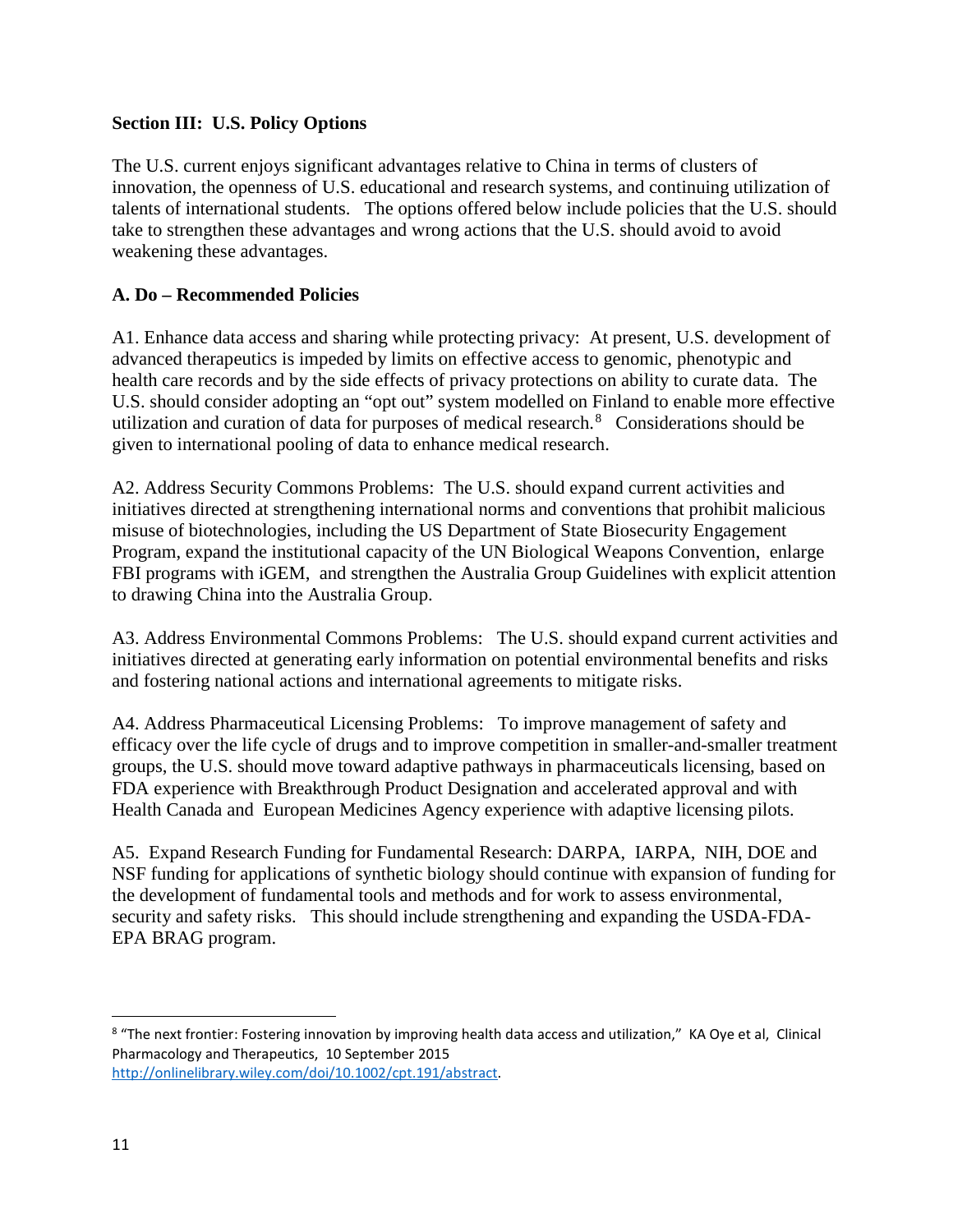## Section III: U.S. Policy Options

The U.S. current enjoys significant advantages relative to China in terms of clusters of innovation, the openness of U.S. educational and research systems, and continuing utilization of talents of international students. The options offered below include policies that the U.S. should take to strengthen these advantages and wrong actions that the U.S. should avoid to avoid weakening these advantages.

### A. Do – Recommended Policies

A1. Enhance data access and sharing while protecting privacy: At present, U.S. development of advanced therapeutics is impeded by limits on effective access to genomic, phenotypic and health care records and by the side effects of privacy protections on ability to curate data. The U.S. should consider adopting an "opt out" system modelled on Finland to enable more effective utilization and curation of data for purposes of medical research.[8] Considerations should be given to international pooling of data to enhance medical research.

A2. Address Security Commons Problems: The U.S. should expand current activities and initiatives directed at strengthening international norms and conventions that prohibit malicious misuse of biotechnologies, including the US Department of State Biosecurity Engagement Program, expand the institutional capacity of the UN Biological Weapons Convention, enlarge FBI programs with iGEM, and strengthen the Australia Group Guidelines with explicit attention to drawing China into the Australia Group.

A3. Address Environmental Commons Problems: The U.S. should expand current activities and initiatives directed at generating early information on potential environmental benefits and risks and fostering national actions and international agreements to mitigate risks.

A4. Address Pharmaceutical Licensing Problems: To improve management of safety and efficacy over the life cycle of drugs and to improve competition in smaller-and-smaller treatment groups, the U.S. should move toward adaptive pathways in pharmaceuticals licensing, based on FDA experience with Breakthrough Product Designation and accelerated approval and with Health Canada and European Medicines Agency experience with adaptive licensing pilots.

A5. Expand Research Funding for Fundamental Research: DARPA, IARPA, NIH, DOE and NSF funding for applications of synthetic biology should continue with expansion of funding for the development of fundamental tools and methods and for work to assess environmental, security and safety risks. This should include strengthening and expanding the USDA-FDA-EPA BRAG program.

---

[8] "The next frontier: Fostering innovation by improving health data access and utilization," KA Oye et al, Clinical Pharmacology and Therapeutics, 10 September 2015 http://onlinelibrary.wiley.com/doi/10.1002/cpt.191/abstract.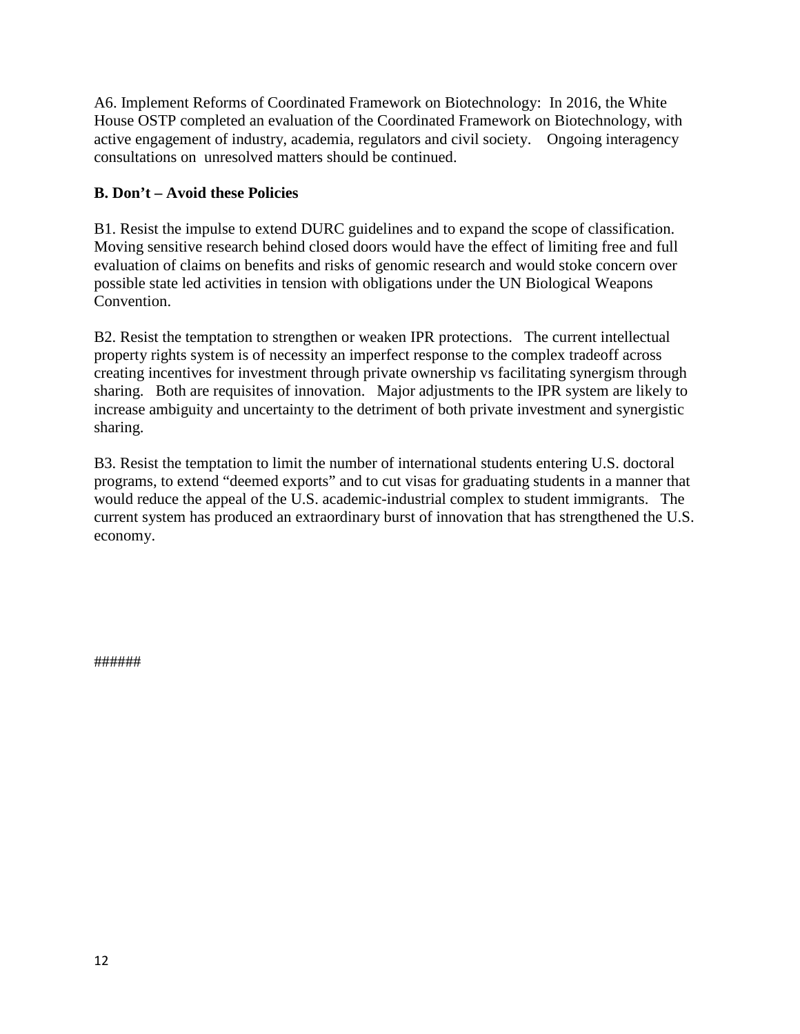A6. Implement Reforms of Coordinated Framework on Biotechnology: In 2016, the White House OSTP completed an evaluation of the Coordinated Framework on Biotechnology, with active engagement of industry, academia, regulators and civil society. Ongoing interagency consultations on unresolved matters should be continued.

**B. Don't – Avoid these Policies**

B1. Resist the impulse to extend DURC guidelines and to expand the scope of classification. Moving sensitive research behind closed doors would have the effect of limiting free and full evaluation of claims on benefits and risks of genomic research and would stoke concern over possible state led activities in tension with obligations under the UN Biological Weapons Convention.

B2. Resist the temptation to strengthen or weaken IPR protections. The current intellectual property rights system is of necessity an imperfect response to the complex tradeoff across creating incentives for investment through private ownership vs facilitating synergism through sharing. Both are requisites of innovation. Major adjustments to the IPR system are likely to increase ambiguity and uncertainty to the detriment of both private investment and synergistic sharing.

B3. Resist the temptation to limit the number of international students entering U.S. doctoral programs, to extend "deemed exports" and to cut visas for graduating students in a manner that would reduce the appeal of the U.S. academic-industrial complex to student immigrants. The current system has produced an extraordinary burst of innovation that has strengthened the U.S. economy.

######